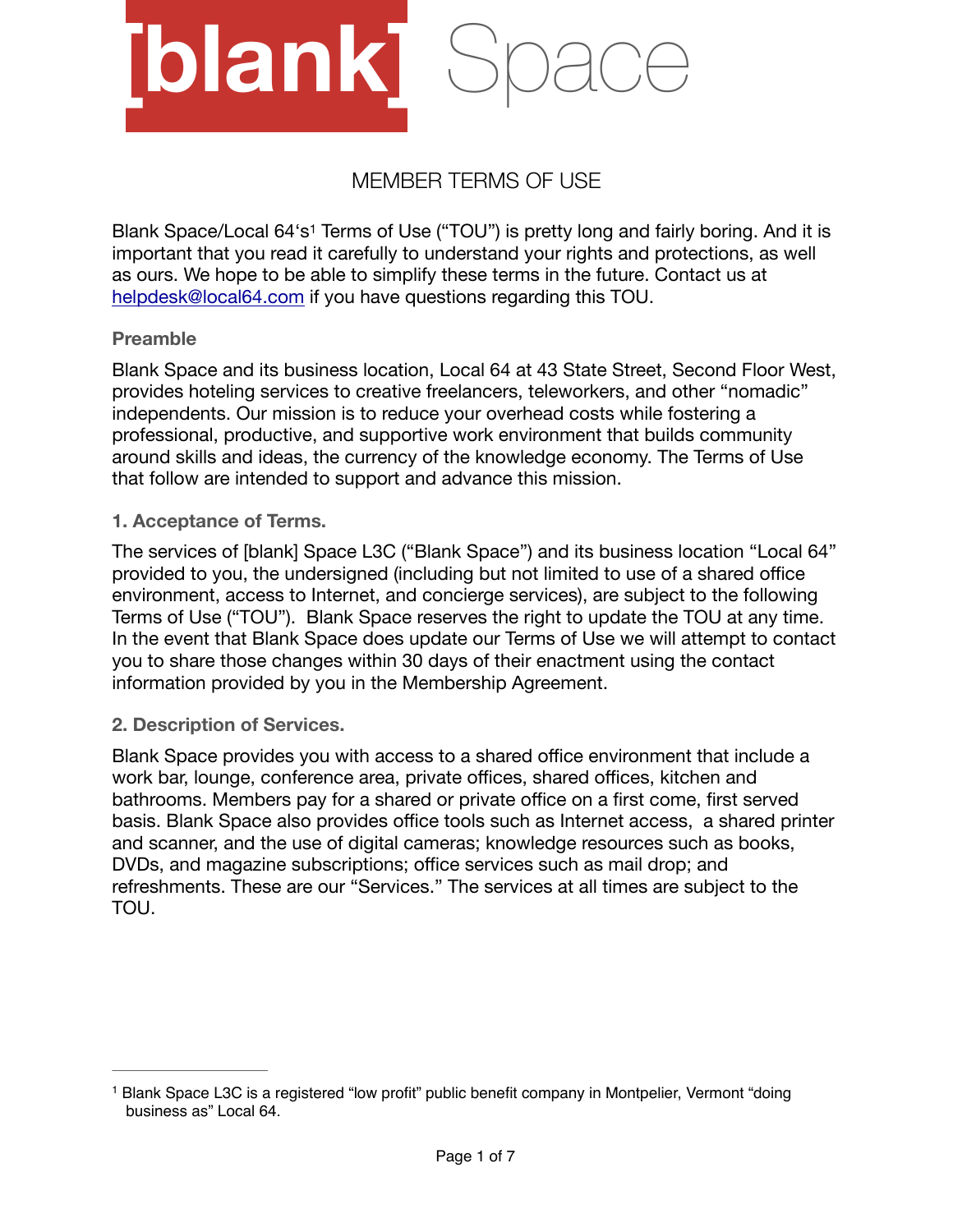[blank] Space

# MEMBER TERMS OF USE

Blank Space/Local 64's[1] Terms of Use ("TOU") is pretty long and fairly boring. And it is important that you read it carefully to understand your rights and protections, as well as ours. We hope to be able to simplify these terms in the future. Contact us at helpdesk@local64.com if you have questions regarding this TOU.

## Preamble

Blank Space and its business location, Local 64 at 43 State Street, Second Floor West, provides hoteling services to creative freelancers, teleworkers, and other "nomadic" independents. Our mission is to reduce your overhead costs while fostering a professional, productive, and supportive work environment that builds community around skills and ideas, the currency of the knowledge economy. The Terms of Use that follow are intended to support and advance this mission.

## 1. Acceptance of Terms.

The services of [blank] Space L3C ("Blank Space") and its business location "Local 64" provided to you, the undersigned (including but not limited to use of a shared office environment, access to Internet, and concierge services), are subject to the following Terms of Use ("TOU"). Blank Space reserves the right to update the TOU at any time. In the event that Blank Space does update our Terms of Use we will attempt to contact you to share those changes within 30 days of their enactment using the contact information provided by you in the Membership Agreement.

## 2. Description of Services.

Blank Space provides you with access to a shared office environment that include a work bar, lounge, conference area, private offices, shared offices, kitchen and bathrooms. Members pay for a shared or private office on a first come, first served basis. Blank Space also provides office tools such as Internet access, a shared printer and scanner, and the use of digital cameras; knowledge resources such as books, DVDs, and magazine subscriptions; office services such as mail drop; and refreshments. These are our "Services." The services at all times are subject to the TOU.

---

[1] Blank Space L3C is a registered "low profit" public benefit company in Montpelier, Vermont "doing business as" Local 64.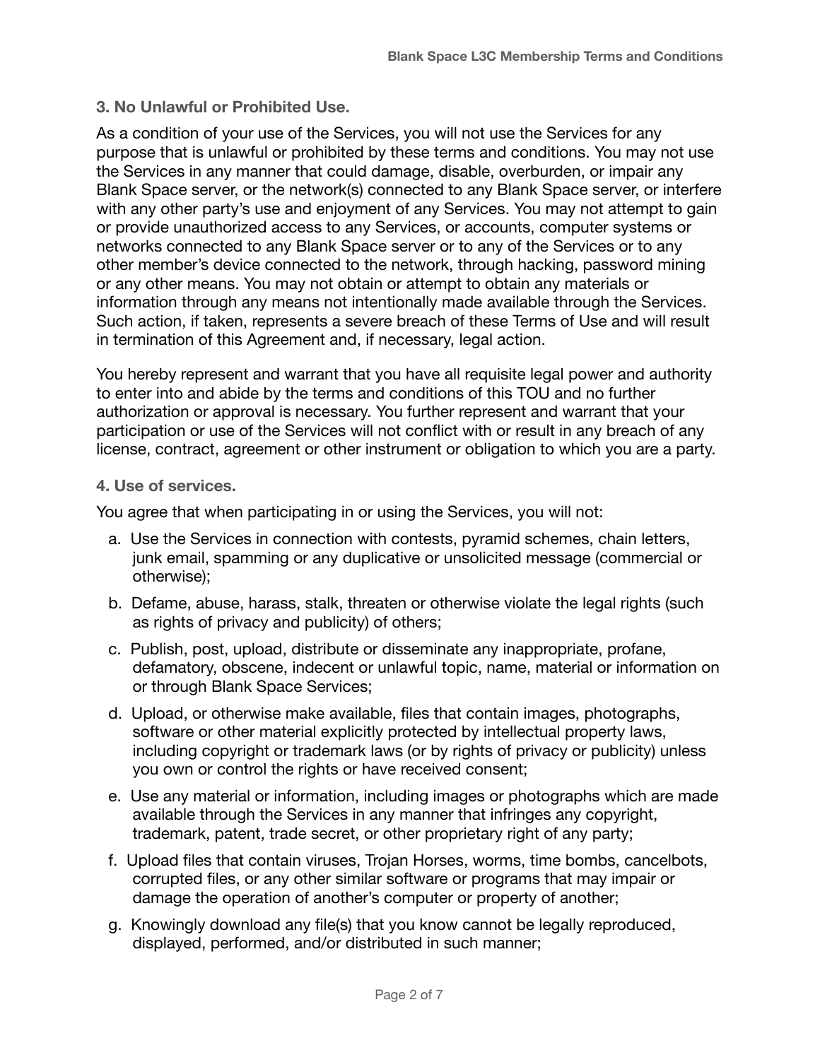### 3. No Unlawful or Prohibited Use.

As a condition of your use of the Services, you will not use the Services for any purpose that is unlawful or prohibited by these terms and conditions. You may not use the Services in any manner that could damage, disable, overburden, or impair any Blank Space server, or the network(s) connected to any Blank Space server, or interfere with any other party's use and enjoyment of any Services. You may not attempt to gain or provide unauthorized access to any Services, or accounts, computer systems or networks connected to any Blank Space server or to any of the Services or to any other member's device connected to the network, through hacking, password mining or any other means. You may not obtain or attempt to obtain any materials or information through any means not intentionally made available through the Services. Such action, if taken, represents a severe breach of these Terms of Use and will result in termination of this Agreement and, if necessary, legal action.

You hereby represent and warrant that you have all requisite legal power and authority to enter into and abide by the terms and conditions of this TOU and no further authorization or approval is necessary. You further represent and warrant that your participation or use of the Services will not conflict with or result in any breach of any license, contract, agreement or other instrument or obligation to which you are a party.

### 4. Use of services.

You agree that when participating in or using the Services, you will not:

a. Use the Services in connection with contests, pyramid schemes, chain letters, junk email, spamming or any duplicative or unsolicited message (commercial or otherwise);

b. Defame, abuse, harass, stalk, threaten or otherwise violate the legal rights (such as rights of privacy and publicity) of others;

c. Publish, post, upload, distribute or disseminate any inappropriate, profane, defamatory, obscene, indecent or unlawful topic, name, material or information on or through Blank Space Services;

d. Upload, or otherwise make available, files that contain images, photographs, software or other material explicitly protected by intellectual property laws, including copyright or trademark laws (or by rights of privacy or publicity) unless you own or control the rights or have received consent;

e. Use any material or information, including images or photographs which are made available through the Services in any manner that infringes any copyright, trademark, patent, trade secret, or other proprietary right of any party;

f. Upload files that contain viruses, Trojan Horses, worms, time bombs, cancelbots, corrupted files, or any other similar software or programs that may impair or damage the operation of another's computer or property of another;

g. Knowingly download any file(s) that you know cannot be legally reproduced, displayed, performed, and/or distributed in such manner;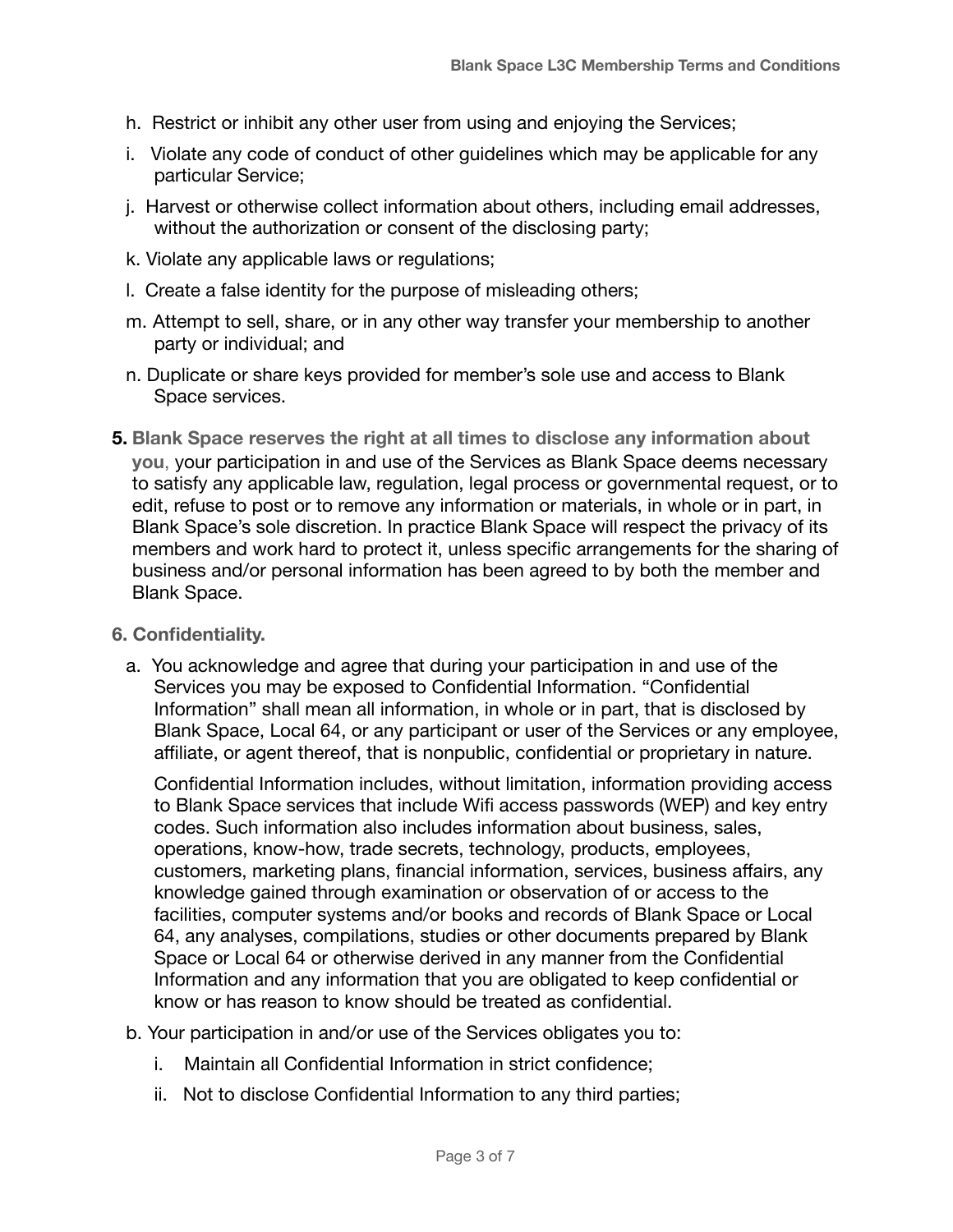h. Restrict or inhibit any other user from using and enjoying the Services;

i. Violate any code of conduct of other guidelines which may be applicable for any particular Service;

j. Harvest or otherwise collect information about others, including email addresses, without the authorization or consent of the disclosing party;

k. Violate any applicable laws or regulations;

l. Create a false identity for the purpose of misleading others;

m. Attempt to sell, share, or in any other way transfer your membership to another party or individual; and

n. Duplicate or share keys provided for member's sole use and access to Blank Space services.

**5. Blank Space reserves the right at all times to disclose any information about you**, your participation in and use of the Services as Blank Space deems necessary to satisfy any applicable law, regulation, legal process or governmental request, or to edit, refuse to post or to remove any information or materials, in whole or in part, in Blank Space's sole discretion. In practice Blank Space will respect the privacy of its members and work hard to protect it, unless specific arrangements for the sharing of business and/or personal information has been agreed to by both the member and Blank Space.

**6. Confidentiality.**

a. You acknowledge and agree that during your participation in and use of the Services you may be exposed to Confidential Information. "Confidential Information" shall mean all information, in whole or in part, that is disclosed by Blank Space, Local 64, or any participant or user of the Services or any employee, affiliate, or agent thereof, that is nonpublic, confidential or proprietary in nature.

Confidential Information includes, without limitation, information providing access to Blank Space services that include Wifi access passwords (WEP) and key entry codes. Such information also includes information about business, sales, operations, know-how, trade secrets, technology, products, employees, customers, marketing plans, financial information, services, business affairs, any knowledge gained through examination or observation of or access to the facilities, computer systems and/or books and records of Blank Space or Local 64, any analyses, compilations, studies or other documents prepared by Blank Space or Local 64 or otherwise derived in any manner from the Confidential Information and any information that you are obligated to keep confidential or know or has reason to know should be treated as confidential.

b. Your participation in and/or use of the Services obligates you to:

i. Maintain all Confidential Information in strict confidence;

ii. Not to disclose Confidential Information to any third parties;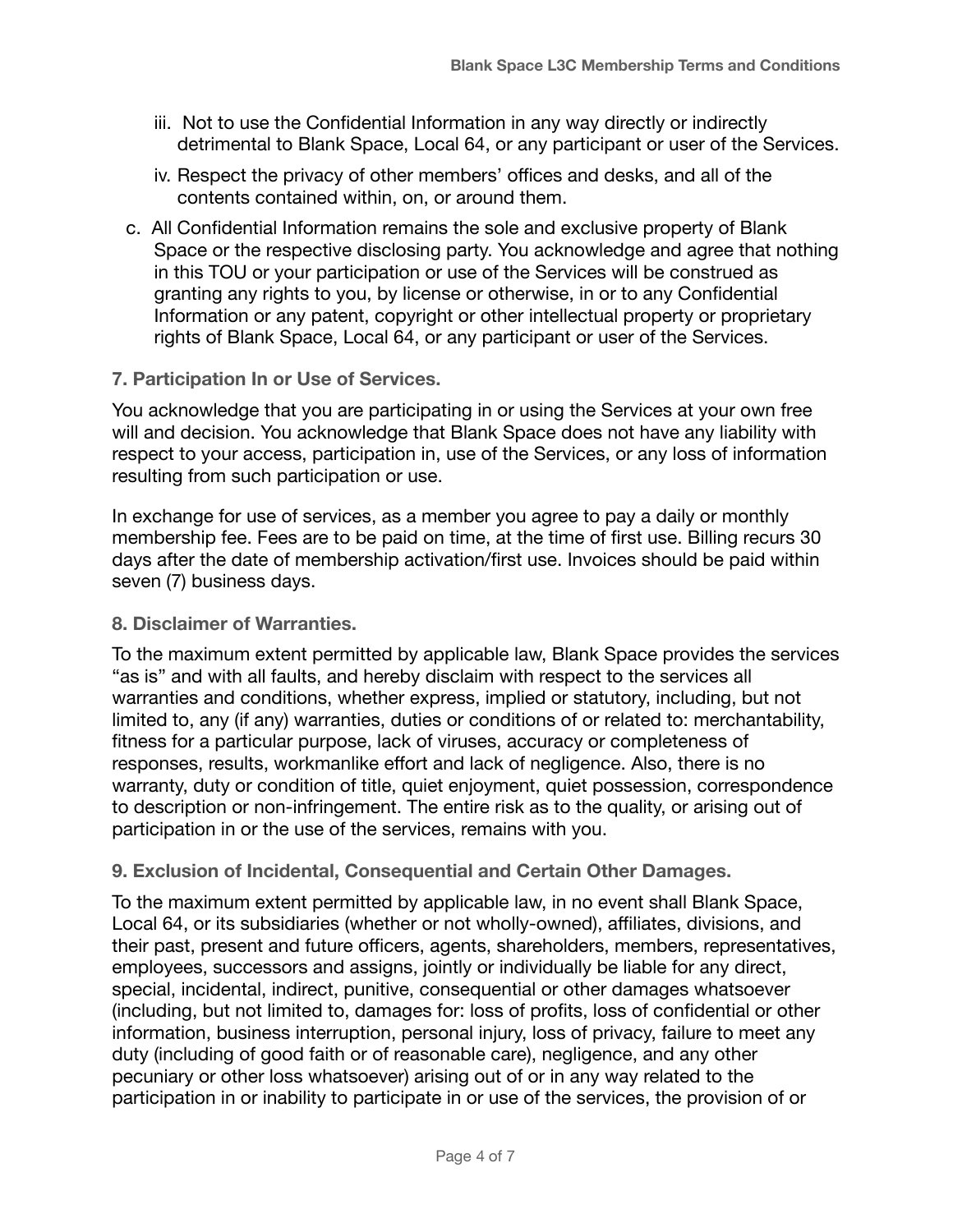iii. Not to use the Confidential Information in any way directly or indirectly detrimental to Blank Space, Local 64, or any participant or user of the Services.

   iv. Respect the privacy of other members' offices and desks, and all of the contents contained within, on, or around them.

c. All Confidential Information remains the sole and exclusive property of Blank Space or the respective disclosing party. You acknowledge and agree that nothing in this TOU or your participation or use of the Services will be construed as granting any rights to you, by license or otherwise, in or to any Confidential Information or any patent, copyright or other intellectual property or proprietary rights of Blank Space, Local 64, or any participant or user of the Services.

### 7. Participation In or Use of Services.

You acknowledge that you are participating in or using the Services at your own free will and decision. You acknowledge that Blank Space does not have any liability with respect to your access, participation in, use of the Services, or any loss of information resulting from such participation or use.

In exchange for use of services, as a member you agree to pay a daily or monthly membership fee. Fees are to be paid on time, at the time of first use. Billing recurs 30 days after the date of membership activation/first use. Invoices should be paid within seven (7) business days.

### 8. Disclaimer of Warranties.

To the maximum extent permitted by applicable law, Blank Space provides the services "as is" and with all faults, and hereby disclaim with respect to the services all warranties and conditions, whether express, implied or statutory, including, but not limited to, any (if any) warranties, duties or conditions of or related to: merchantability, fitness for a particular purpose, lack of viruses, accuracy or completeness of responses, results, workmanlike effort and lack of negligence. Also, there is no warranty, duty or condition of title, quiet enjoyment, quiet possession, correspondence to description or non-infringement. The entire risk as to the quality, or arising out of participation in or the use of the services, remains with you.

### 9. Exclusion of Incidental, Consequential and Certain Other Damages.

To the maximum extent permitted by applicable law, in no event shall Blank Space, Local 64, or its subsidiaries (whether or not wholly-owned), affiliates, divisions, and their past, present and future officers, agents, shareholders, members, representatives, employees, successors and assigns, jointly or individually be liable for any direct, special, incidental, indirect, punitive, consequential or other damages whatsoever (including, but not limited to, damages for: loss of profits, loss of confidential or other information, business interruption, personal injury, loss of privacy, failure to meet any duty (including of good faith or of reasonable care), negligence, and any other pecuniary or other loss whatsoever) arising out of or in any way related to the participation in or inability to participate in or use of the services, the provision of or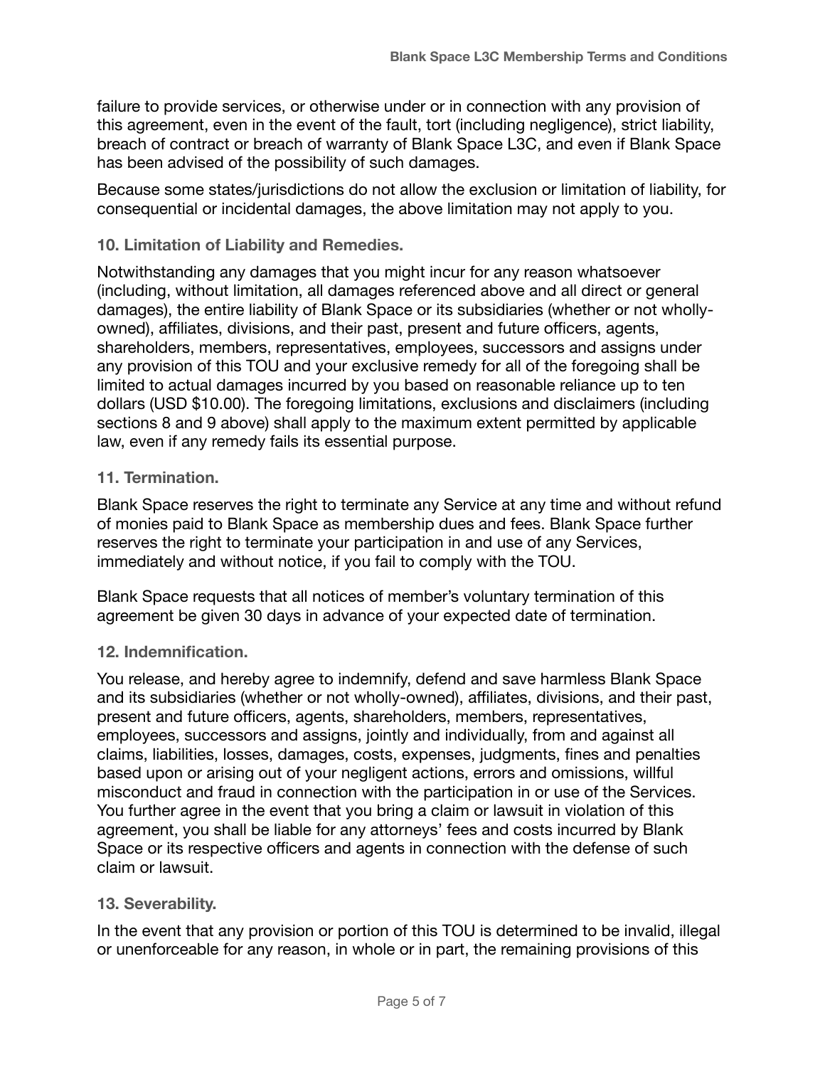failure to provide services, or otherwise under or in connection with any provision of this agreement, even in the event of the fault, tort (including negligence), strict liability, breach of contract or breach of warranty of Blank Space L3C, and even if Blank Space has been advised of the possibility of such damages.

Because some states/jurisdictions do not allow the exclusion or limitation of liability, for consequential or incidental damages, the above limitation may not apply to you.

### 10. Limitation of Liability and Remedies.

Notwithstanding any damages that you might incur for any reason whatsoever (including, without limitation, all damages referenced above and all direct or general damages), the entire liability of Blank Space or its subsidiaries (whether or not wholly-owned), affiliates, divisions, and their past, present and future officers, agents, shareholders, members, representatives, employees, successors and assigns under any provision of this TOU and your exclusive remedy for all of the foregoing shall be limited to actual damages incurred by you based on reasonable reliance up to ten dollars (USD $10.00). The foregoing limitations, exclusions and disclaimers (including sections 8 and 9 above) shall apply to the maximum extent permitted by applicable law, even if any remedy fails its essential purpose.

### 11. Termination.

Blank Space reserves the right to terminate any Service at any time and without refund of monies paid to Blank Space as membership dues and fees. Blank Space further reserves the right to terminate your participation in and use of any Services, immediately and without notice, if you fail to comply with the TOU.

Blank Space requests that all notices of member's voluntary termination of this agreement be given 30 days in advance of your expected date of termination.

### 12. Indemnification.

You release, and hereby agree to indemnify, defend and save harmless Blank Space and its subsidiaries (whether or not wholly-owned), affiliates, divisions, and their past, present and future officers, agents, shareholders, members, representatives, employees, successors and assigns, jointly and individually, from and against all claims, liabilities, losses, damages, costs, expenses, judgments, fines and penalties based upon or arising out of your negligent actions, errors and omissions, willful misconduct and fraud in connection with the participation in or use of the Services. You further agree in the event that you bring a claim or lawsuit in violation of this agreement, you shall be liable for any attorneys' fees and costs incurred by Blank Space or its respective officers and agents in connection with the defense of such claim or lawsuit.

### 13. Severability.

In the event that any provision or portion of this TOU is determined to be invalid, illegal or unenforceable for any reason, in whole or in part, the remaining provisions of this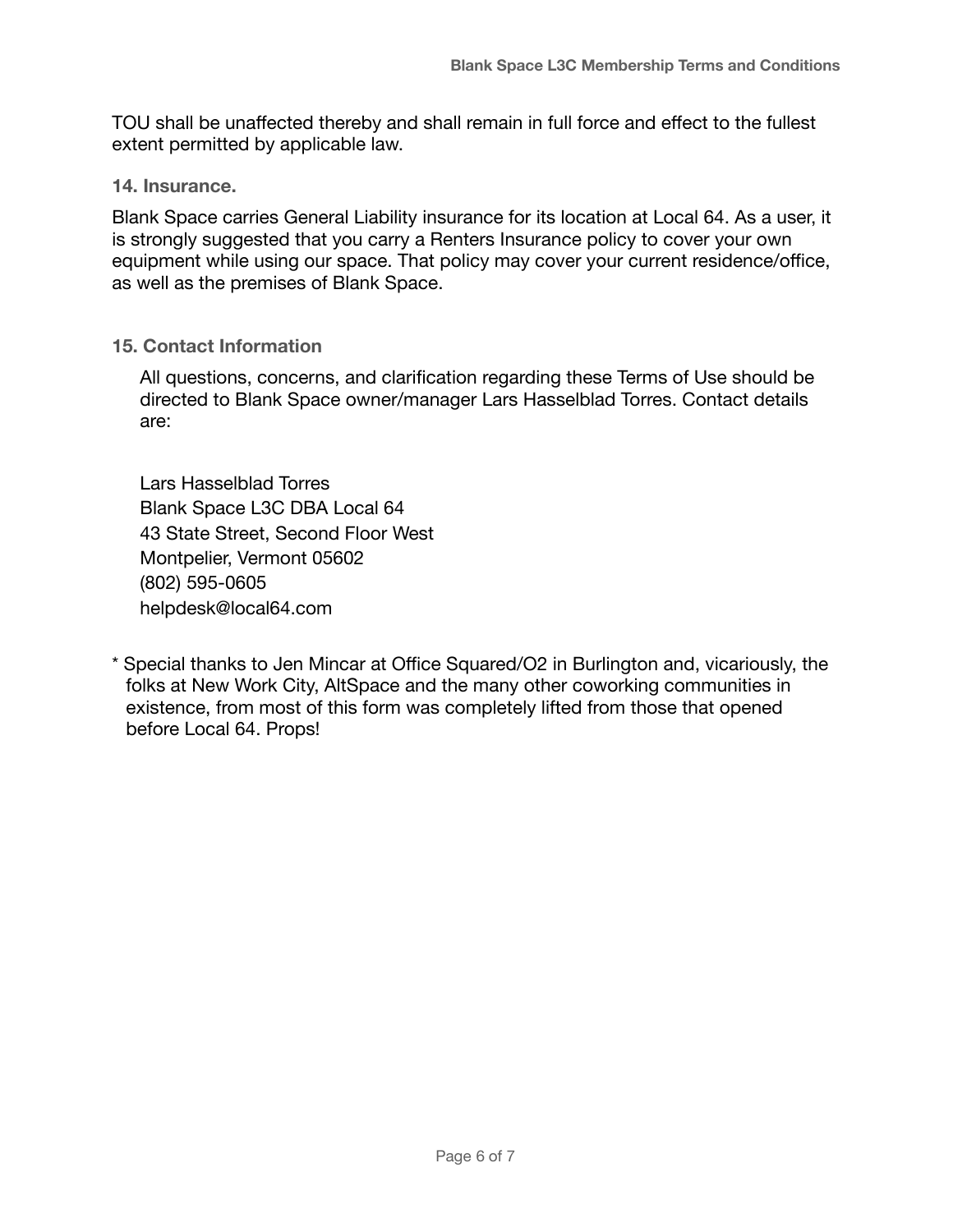TOU shall be unaffected thereby and shall remain in full force and effect to the fullest extent permitted by applicable law.

### 14. Insurance.

Blank Space carries General Liability insurance for its location at Local 64. As a user, it is strongly suggested that you carry a Renters Insurance policy to cover your own equipment while using our space. That policy may cover your current residence/office, as well as the premises of Blank Space.

### 15. Contact Information

All questions, concerns, and clarification regarding these Terms of Use should be directed to Blank Space owner/manager Lars Hasselblad Torres. Contact details are:

Lars Hasselblad Torres
Blank Space L3C DBA Local 64
43 State Street, Second Floor West
Montpelier, Vermont 05602
(802) 595-0605
helpdesk@local64.com

* Special thanks to Jen Mincar at Office Squared/O2 in Burlington and, vicariously, the folks at New Work City, AltSpace and the many other coworking communities in existence, from most of this form was completely lifted from those that opened before Local 64. Props!